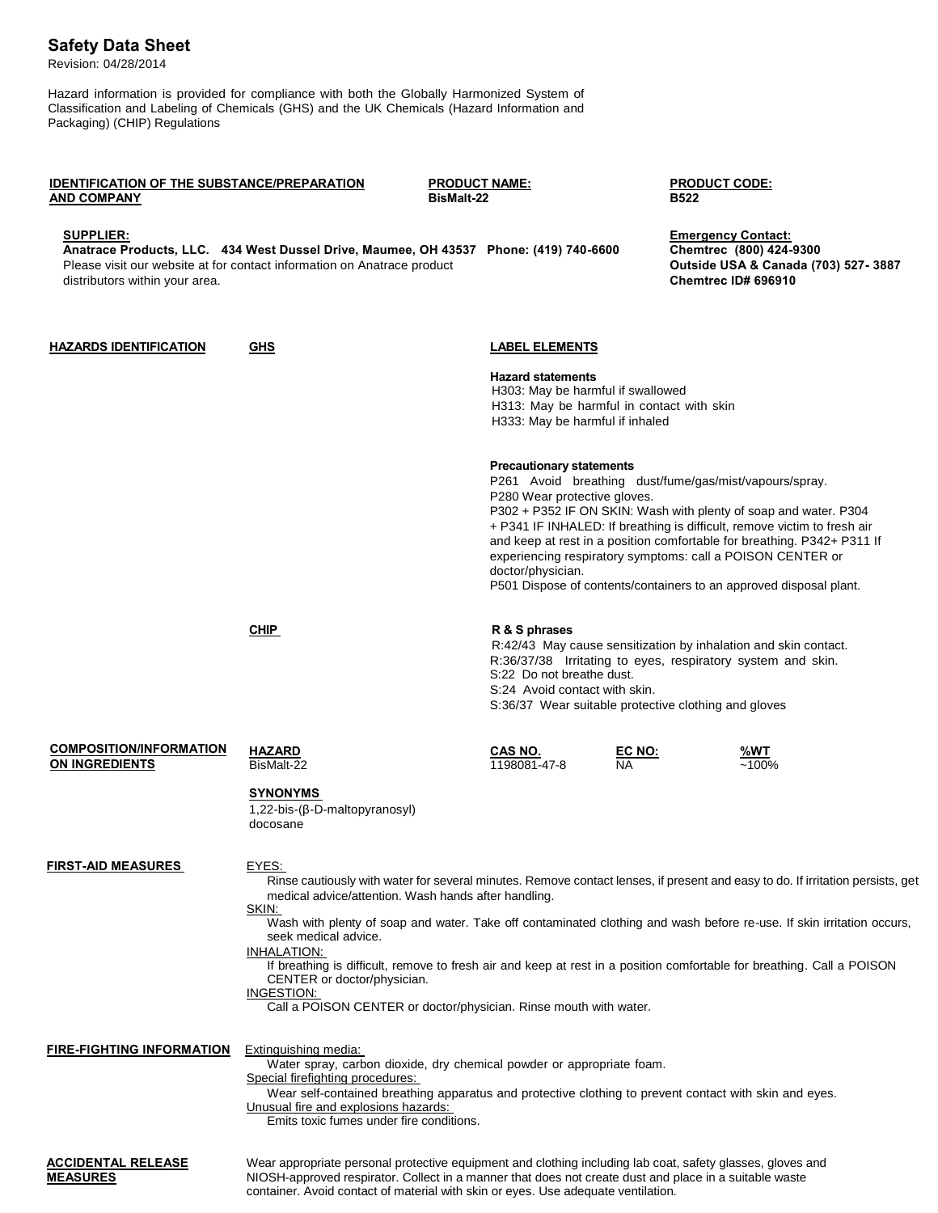# Safety Data Sheet

Revision: 04/28/2014

Hazard information is provided for compliance with both the Globally Harmonized System of Classification and Labeling of Chemicals (GHS) and the UK Chemicals (Hazard Information and Packaging) (CHIP) Regulations

## IDENTIFICATION OF THE SUBSTANCE/PREPARATION AND COMPANY

**PRODUCT NAME:** BisMalt-22

**PRODUCT CODE:** B522

**SUPPLIER:**
**Anatrace Products, LLC. 434 West Dussel Drive, Maumee, OH 43537 Phone: (419) 740-6600**
Please visit our website at for contact information on Anatrace product distributors within your area.

**Emergency Contact:**
**Chemtrec (800) 424-9300**
**Outside USA & Canada (703) 527- 3887**
**Chemtrec ID# 696910**

## HAZARDS IDENTIFICATION

### GHS

**LABEL ELEMENTS**

**Hazard statements**

H303: May be harmful if swallowed
H313: May be harmful in contact with skin
H333: May be harmful if inhaled

**Precautionary statements**

P261 Avoid breathing dust/fume/gas/mist/vapours/spray.
P280 Wear protective gloves.
P302 + P352 IF ON SKIN: Wash with plenty of soap and water. P304 + P341 IF INHALED: If breathing is difficult, remove victim to fresh air and keep at rest in a position comfortable for breathing. P342+ P311 If experiencing respiratory symptoms: call a POISON CENTER or doctor/physician.
P501 Dispose of contents/containers to an approved disposal plant.

### CHIP

**R & S phrases**

R:42/43 May cause sensitization by inhalation and skin contact.
R:36/37/38 Irritating to eyes, respiratory system and skin.
S:22 Do not breathe the dust.
S:24 Avoid contact with skin.
S:36/37 Wear suitable protective clothing and gloves

## COMPOSITION/INFORMATION ON INGREDIENTS

| HAZARD | CAS NO. | EC NO: | %WT |
| --- | --- | --- | --- |
| BisMalt-22 | 1198081-47-8 | NA | ~100% |

**SYNONYMS**

1,22-bis-(β-D-maltopyranosyl) docosane

## FIRST-AID MEASURES

EYES:
Rinse cautiously with water for several minutes. Remove contact lenses, if present and easy to do. If irritation persists, get medical advice/attention. Wash hands after handling.

SKIN:
Wash with plenty of soap and water. Take off contaminated clothing and wash before re-use. If skin irritation occurs, seek medical advice.

INHALATION:
If breathing is difficult, remove to fresh air and keep at rest in a position comfortable for breathing. Call a POISON CENTER or doctor/physician.

INGESTION:
Call a POISON CENTER or doctor/physician. Rinse mouth with water.

## FIRE-FIGHTING INFORMATION

Extinguishing media:
Water spray, carbon dioxide, dry chemical powder or appropriate foam.

Special firefighting procedures:
Wear self-contained breathing apparatus and protective clothing to prevent contact with skin and eyes.

Unusual fire and explosions hazards:
Emits toxic fumes under fire conditions.

## ACCIDENTAL RELEASE MEASURES

Wear appropriate personal protective equipment and clothing including lab coat, safety glasses, gloves and NIOSH-approved respirator. Collect in a manner that does not create dust and place in a suitable waste container. Avoid contact of material with skin or eyes. Use adequate ventilation.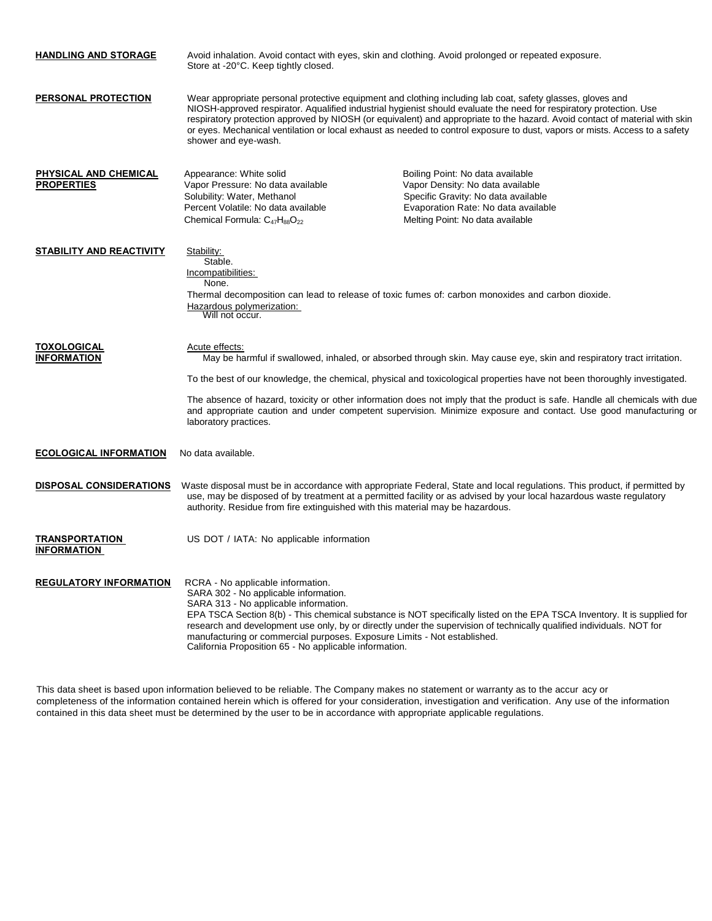**HANDLING AND STORAGE**

Avoid inhalation. Avoid contact with eyes, skin and clothing. Avoid prolonged or repeated exposure.
Store at -20°C. Keep tightly closed.

**PERSONAL PROTECTION**

Wear appropriate personal protective equipment and clothing including lab coat, safety glasses, gloves and NIOSH-approved respirator. Aqualified industrial hygienist should evaluate the need for respiratory protection. Use respiratory protection approved by NIOSH (or equivalent) and appropriate to the hazard. Avoid contact of material with skin or eyes. Mechanical ventilation or local exhaust as needed to control exposure to dust, vapors or mists. Access to a safety shower and eye-wash.

**PHYSICAL AND CHEMICAL PROPERTIES**

Appearance: White solid
Vapor Pressure: No data available
Solubility: Water, Methanol
Percent Volatile: No data available
Chemical Formula: $C_{47}H_{88}O_{22}$
Boiling Point: No data available
Vapor Density: No data available
Specific Gravity: No data available
Evaporation Rate: No data available
Melting Point: No data available

**STABILITY AND REACTIVITY**

Stability:
Stable.
Incompatibilities:
None.
Thermal decomposition can lead to release of toxic fumes of: carbon monoxides and carbon dioxide.
Hazardous polymerization:
Will not occur.

**TOXOLOGICAL INFORMATION**

Acute effects:
May be harmful if swallowed, inhaled, or absorbed through skin. May cause eye, skin and respiratory tract irritation.

To the best of our knowledge, the chemical, physical and toxicological properties have not been thoroughly investigated.

The absence of hazard, toxicity or other information does not imply that the product is safe. Handle all chemicals with due and appropriate caution and under competent supervision. Minimize exposure and contact. Use good manufacturing or laboratory practices.

**ECOLOGICAL INFORMATION**

No data available.

**DISPOSAL CONSIDERATIONS**

Waste disposal must be in accordance with appropriate Federal, State and local regulations. This product, if permitted by use, may be disposed of by treatment at a permitted facility or as advised by your local hazardous waste regulatory authority. Residue from fire extinguished with this material may be hazardous.

**TRANSPORTATION INFORMATION**

US DOT / IATA: No applicable information

**REGULATORY INFORMATION**

RCRA - No applicable information.
SARA 302 - No applicable information.
SARA 313 - No applicable information.
EPA TSCA Section 8(b) - This chemical substance is NOT specifically listed on the EPA TSCA Inventory. It is supplied for research and development use only, by or directly under the supervision of technically qualified individuals. NOT for manufacturing or commercial purposes. Exposure Limits - Not established.
California Proposition 65 - No applicable information.

This data sheet is based upon information believed to be reliable. The Company makes no statement or warranty as to the accur acy or completeness of the information contained herein which is offered for your consideration, investigation and verification. Any use of the information contained in this data sheet must be determined by the user to be in accordance with appropriate applicable regulations.